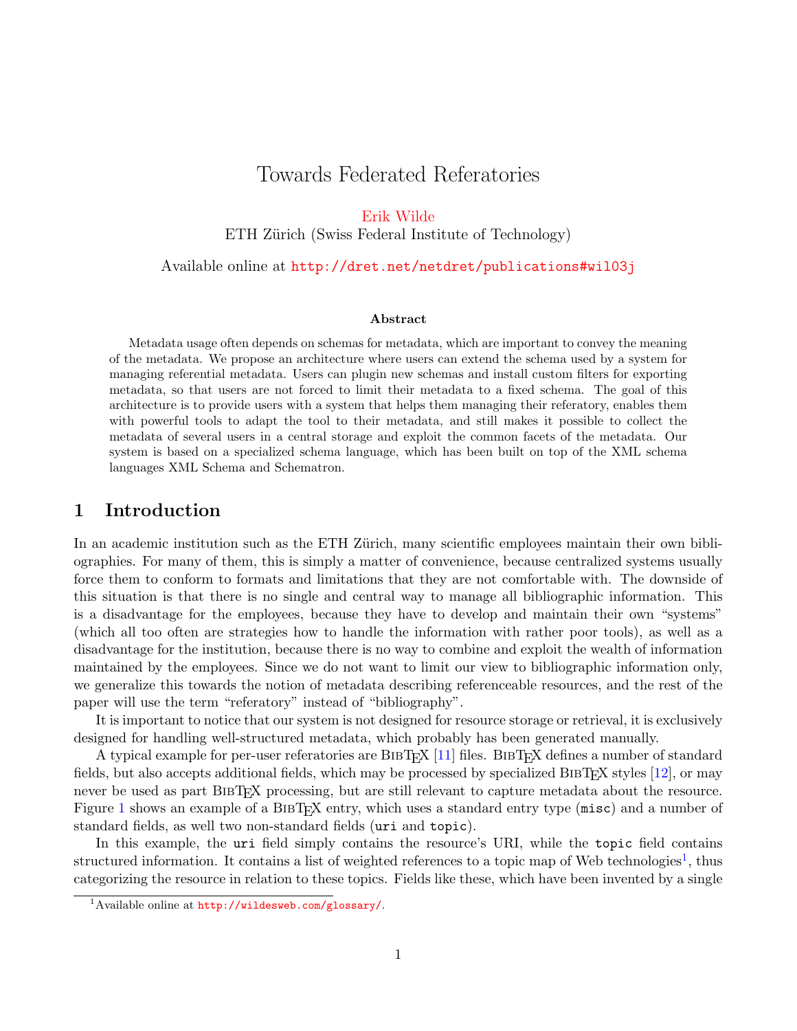# Towards Federated Referatories

Erik Wilde
ETH Zürich (Swiss Federal Institute of Technology)

Available online at http://dret.net/netdret/publications#wil03j

**Abstract**

Metadata usage often depends on schemas for metadata, which are important to convey the meaning of the metadata. We propose an architecture where users can extend the schema used by a system for managing referential metadata. Users can plugin new schemas and install custom filters for exporting metadata, so that users are not forced to limit their metadata to a fixed schema. The goal of this architecture is to provide users with a system that helps them managing their referatory, enables them with powerful tools to adapt the tool to their metadata, and still makes it possible to collect the metadata of several users in a central storage and exploit the common facets of the metadata. Our system is based on a specialized schema language, which has been built on top of the XML schema languages XML Schema and Schematron.

## 1 Introduction

In an academic institution such as the ETH Zürich, many scientific employees maintain their own bibliographies. For many of them, this is simply a matter of convenience, because centralized systems usually force them to conform to formats and limitations that they are not comfortable with. The downside of this situation is that there is no single and central way to manage all bibliographic information. This is a disadvantage for the employees, because they have to develop and maintain their own "systems" (which all too often are strategies how to handle the information with rather poor tools), as well as a disadvantage for the institution, because there is no way to combine and exploit the wealth of information maintained by the employees. Since we do not want to limit our view to bibliographic information only, we generalize this towards the notion of metadata describing referenceable resources, and the rest of the paper will use the term "referatory" instead of "bibliography".

It is important to notice that our system is not designed for resource storage or retrieval, it is exclusively designed for handling well-structured metadata, which probably has been generated manually.

A typical example for per-user referatories are BibTeX [11] files. BibTeX defines a number of standard fields, but also accepts additional fields, which may be processed by specialized BibTeX styles [12], or may never be used as part BibTeX processing, but are still relevant to capture metadata about the resource. Figure 1 shows an example of a BibTeX entry, which uses a standard entry type (`misc`) and a number of standard fields, as well two non-standard fields (`uri` and `topic`).

In this example, the `uri` field simply contains the resource's URI, while the `topic` field contains structured information. It contains a list of weighted references to a topic map of Web technologies[1], thus categorizing the resource in relation to these topics. Fields like these, which have been invented by a single

[1] Available online at http://wildesweb.com/glossary/.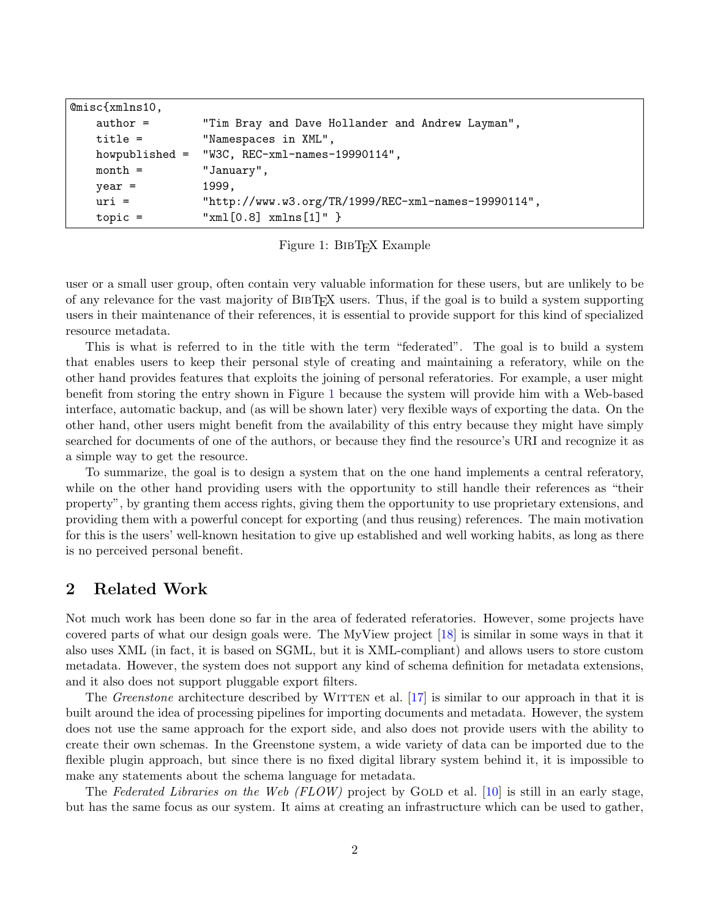```
@misc{xmlns10,
    author =        "Tim Bray and Dave Hollander and Andrew Layman",
    title =         "Namespaces in XML",
    howpublished =  "W3C, REC-xml-names-19990114",
    month =         "January",
    year =          1999,
    uri =           "http://www.w3.org/TR/1999/REC-xml-names-19990114",
    topic =         "xml[0.8] xmlns[1]" }
```

Figure 1: BibTeX Example

user or a small user group, often contain very valuable information for these users, but are unlikely to be of any relevance for the vast majority of BibTeX users. Thus, if the goal is to build a system supporting users in their maintenance of their references, it is essential to provide support for this kind of specialized resource metadata.

This is what is referred to in the title with the term "federated". The goal is to build a system that enables users to keep their personal style of creating and maintaining a referatory, while on the other hand provides features that exploits the joining of personal referatories. For example, a user might benefit from storing the entry shown in Figure 1 because the system will provide him with a Web-based interface, automatic backup, and (as will be shown later) very flexible ways of exporting the data. On the other hand, other users might benefit from the availability of this entry because they might have simply searched for documents of one of the authors, or because they find the resource's URI and recognize it as a simple way to get the resource.

To summarize, the goal is to design a system that on the one hand implements a central referatory, while on the other hand providing users with the opportunity to still handle their references as "their property", by granting them access rights, giving them the opportunity to use proprietary extensions, and providing them with a powerful concept for exporting (and thus reusing) references. The main motivation for this is the users' well-known hesitation to give up established and well working habits, as long as there is no perceived personal benefit.

## 2 Related Work

Not much work has been done so far in the area of federated referatories. However, some projects have covered parts of what our design goals were. The MyView project [18] is similar in some ways in that it also uses XML (in fact, it is based on SGML, but it is XML-compliant) and allows users to store custom metadata. However, the system does not support any kind of schema definition for metadata extensions, and it also does not support pluggable export filters.

The *Greenstone* architecture described by Witten et al. [17] is similar to our approach in that it is built around the idea of processing pipelines for importing documents and metadata. However, the system does not use the same approach for the export side, and also does not provide users with the ability to create their own schemas. In the Greenstone system, a wide variety of data can be imported due to the flexible plugin approach, but since there is no fixed digital library system behind it, it is impossible to make any statements about the schema language for metadata.

The *Federated Libraries on the Web (FLOW)* project by Gold et al. [10] is still in an early stage, but has the same focus as our system. It aims at creating an infrastructure which can be used to gather,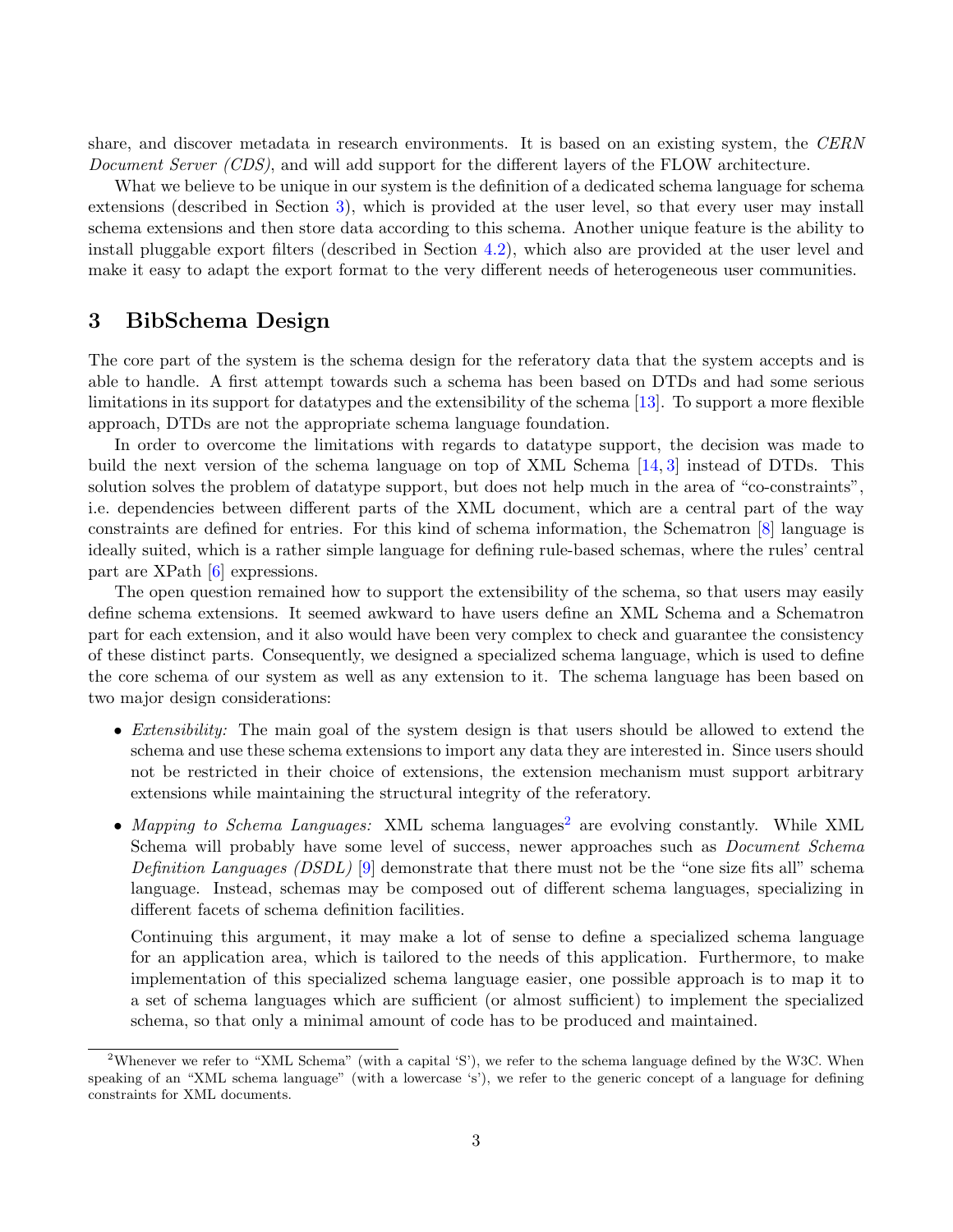share, and discover metadata in research environments. It is based on an existing system, the *CERN Document Server (CDS)*, and will add support for the different layers of the FLOW architecture.

What we believe to be unique in our system is the definition of a dedicated schema language for schema extensions (described in Section 3), which is provided at the user level, so that every user may install schema extensions and then store data according to this schema. Another unique feature is the ability to install pluggable export filters (described in Section 4.2), which also are provided at the user level and make it easy to adapt the export format to the very different needs of heterogeneous user communities.

## 3 BibSchema Design

The core part of the system is the schema design for the referatory data that the system accepts and is able to handle. A first attempt towards such a schema has been based on DTDs and had some serious limitations in its support for datatypes and the extensibility of the schema [13]. To support a more flexible approach, DTDs are not the appropriate schema language foundation.

In order to overcome the limitations with regards to datatype support, the decision was made to build the next version of the schema language on top of XML Schema [14, 3] instead of DTDs. This solution solves the problem of datatype support, but does not help much in the area of "co-constraints", i.e. dependencies between different parts of the XML document, which are a central part of the way constraints are defined for entries. For this kind of schema information, the Schematron [8] language is ideally suited, which is a rather simple language for defining rule-based schemas, where the rules' central part are XPath [6] expressions.

The open question remained how to support the extensibility of the schema, so that users may easily define schema extensions. It seemed awkward to have users define an XML Schema and a Schematron part for each extension, and it also would have been very complex to check and guarantee the consistency of these distinct parts. Consequently, we designed a specialized schema language, which is used to define the core schema of our system as well as any extension to it. The schema language has been based on two major design considerations:

- *Extensibility:* The main goal of the system design is that users should be allowed to extend the schema and use these schema extensions to import any data they are interested in. Since users should not be restricted in their choice of extensions, the extension mechanism must support arbitrary extensions while maintaining the structural integrity of the referatory.
- *Mapping to Schema Languages:* XML schema languages[2] are evolving constantly. While XML Schema will probably have some level of success, newer approaches such as *Document Schema Definition Languages (DSDL)* [9] demonstrate that there must not be the "one size fits all" schema language. Instead, schemas may be composed out of different schema languages, specializing in different facets of schema definition facilities.

  Continuing this argument, it may make a lot of sense to define a specialized schema language for an application area, which is tailored to the needs of this application. Furthermore, to make implementation of this specialized schema language easier, one possible approach is to map it to a set of schema languages which are sufficient (or almost sufficient) to implement the specialized schema, so that only a minimal amount of code has to be produced and maintained.

[2] Whenever we refer to "XML Schema" (with a capital 'S'), we refer to the schema language defined by the W3C. When speaking of an "XML schema language" (with a lowercase 's'), we refer to the generic concept of a language for defining constraints for XML documents.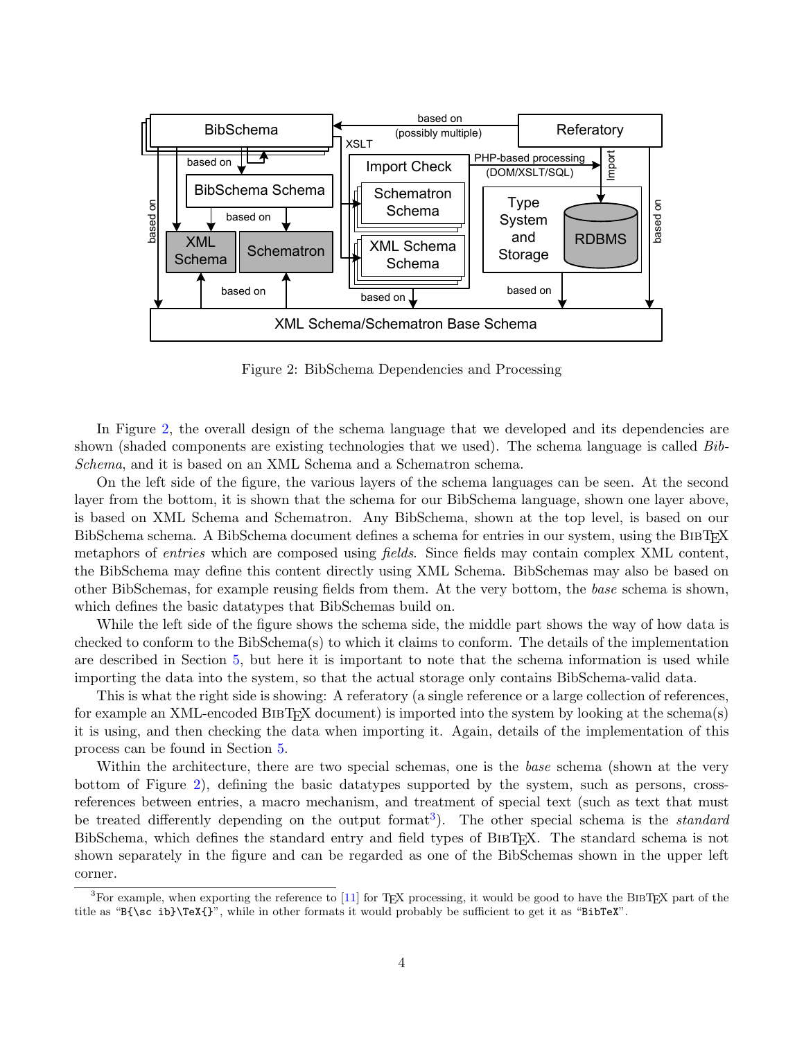Figure 2: BibSchema Dependencies and Processing

In Figure 2, the overall design of the schema language that we developed and its dependencies are shown (shaded components are existing technologies that we used). The schema language is called *BibSchema*, and it is based on an XML Schema and a Schematron schema.

On the left side of the figure, the various layers of the schema languages can be seen. At the second layer from the bottom, it is shown that the schema for our BibSchema language, shown one layer above, is based on XML Schema and Schematron. Any BibSchema, shown at the top level, is based on our BibSchema schema. A BibSchema document defines a schema for entries in our system, using the BibTeX metaphors of *entries* which are composed using *fields*. Since fields may contain complex XML content, the BibSchema may define this content directly using XML Schema. BibSchemas may also be based on other BibSchemas, for example reusing fields from them. At the very bottom, the *base* schema is shown, which defines the basic datatypes that BibSchemas build on.

While the left side of the figure shows the schema side, the middle part shows the way of how data is checked to conform to the BibSchema(s) to which it claims to conform. The details of the implementation are described in Section 5, but here it is important to note that the schema information is used while importing the data into the system, so that the actual storage only contains BibSchema-valid data.

This is what the right side is showing: A referatory (a single reference or a large collection of references, for example an XML-encoded BibTeX document) is imported into the system by looking at the schema(s) it is using, and then checking the data when importing it. Again, details of the implementation of this process can be found in Section 5.

Within the architecture, there are two special schemas, one is the *base* schema (shown at the very bottom of Figure 2), defining the basic datatypes supported by the system, such as persons, cross-references between entries, a macro mechanism, and treatment of special text (such as text that must be treated differently depending on the output format[3]). The other special schema is the *standard* BibSchema, which defines the standard entry and field types of BibTeX. The standard schema is not shown separately in the figure and can be regarded as one of the BibSchemas shown in the upper left corner.

[3] For example, when exporting the reference to [11] for TeX processing, it would be good to have the BibTeX part of the title as "`B{\sc ib}\TeX{}`", while in other formats it would probably be sufficient to get it as "`BibTeX`".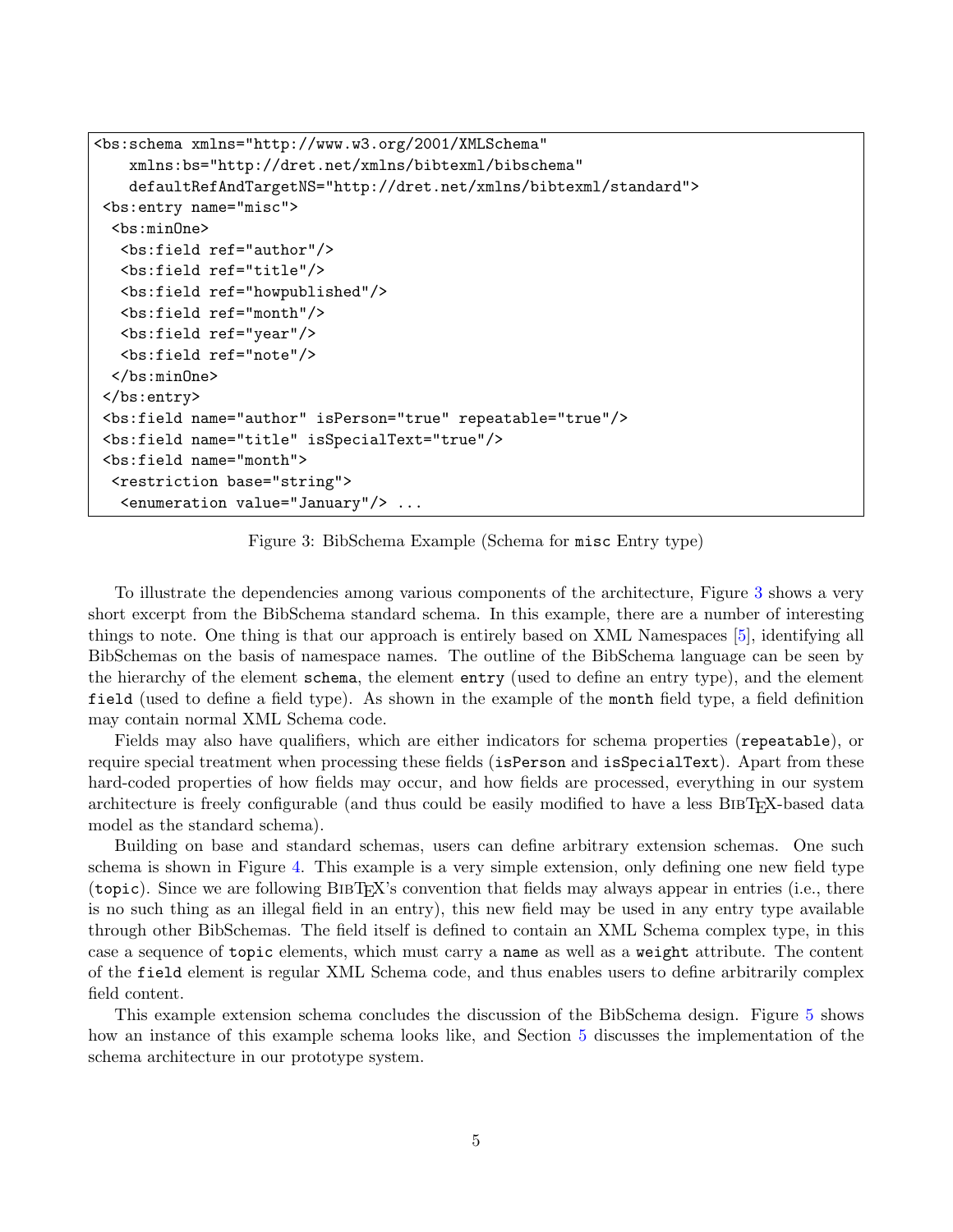```
<bs:schema xmlns="http://www.w3.org/2001/XMLSchema"
    xmlns:bs="http://dret.net/xmlns/bibtexml/bibschema"
    defaultRefAndTargetNS="http://dret.net/xmlns/bibtexml/standard">
 <bs:entry name="misc">
  <bs:minOne>
   <bs:field ref="author"/>
   <bs:field ref="title"/>
   <bs:field ref="howpublished"/>
   <bs:field ref="month"/>
   <bs:field ref="year"/>
   <bs:field ref="note"/>
  </bs:minOne>
 </bs:entry>
 <bs:field name="author" isPerson="true" repeatable="true"/>
 <bs:field name="title" isSpecialText="true"/>
 <bs:field name="month">
  <restriction base="string">
   <enumeration value="January"/> ...
```

Figure 3: BibSchema Example (Schema for `misc` Entry type)

To illustrate the dependencies among various components of the architecture, Figure 3 shows a very short excerpt from the BibSchema standard schema. In this example, there are a number of interesting things to note. One thing is that our approach is entirely based on XML Namespaces [5], identifying all BibSchemas on the basis of namespace names. The outline of the BibSchema language can be seen by the hierarchy of the element `schema`, the element `entry` (used to define an entry type), and the element `field` (used to define a field type). As shown in the example of the `month` field type, a field definition may contain normal XML Schema code.

Fields may also have qualifiers, which are either indicators for schema properties (`repeatable`), or require special treatment when processing these fields (`isPerson` and `isSpecialText`). Apart from these hard-coded properties of how fields may occur, and how fields are processed, everything in our system architecture is freely configurable (and thus could be easily modified to have a less BibTeX-based data model as the standard schema).

Building on base and standard schemas, users can define arbitrary extension schemas. One such schema is shown in Figure 4. This example is a very simple extension, only defining one new field type (`topic`). Since we are following BibTeX's convention that fields may always appear in entries (i.e., there is no such thing as an illegal field in an entry), this new field may be used in any entry type available through other BibSchemas. The field itself is defined to contain an XML Schema complex type, in this case a sequence of `topic` elements, which must carry a `name` as well as a `weight` attribute. The content of the `field` element is regular XML Schema code, and thus enables users to define arbitrarily complex field content.

This example extension schema concludes the discussion of the BibSchema design. Figure 5 shows how an instance of this example schema looks like, and Section 5 discusses the implementation of the schema architecture in our prototype system.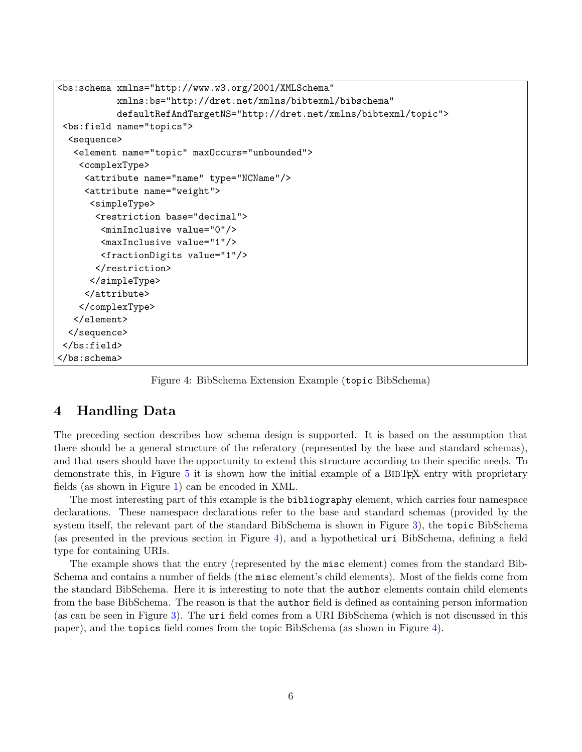```
<bs:schema xmlns="http://www.w3.org/2001/XMLSchema"
           xmlns:bs="http://dret.net/xmlns/bibtexml/bibschema"
           defaultRefAndTargetNS="http://dret.net/xmlns/bibtexml/topic">
 <bs:field name="topics">
  <sequence>
   <element name="topic" maxOccurs="unbounded">
    <complexType>
     <attribute name="name" type="NCName"/>
     <attribute name="weight">
      <simpleType>
       <restriction base="decimal">
        <minInclusive value="0"/>
        <maxInclusive value="1"/>
        <fractionDigits value="1"/>
       </restriction>
      </simpleType>
     </attribute>
    </complexType>
   </element>
  </sequence>
 </bs:field>
</bs:schema>
```

Figure 4: BibSchema Extension Example (topic BibSchema)

# 4 Handling Data

The preceding section describes how schema design is supported. It is based on the assumption that there should be a general structure of the referatory (represented by the base and standard schemas), and that users should have the opportunity to extend this structure according to their specific needs. To demonstrate this, in Figure 5 it is shown how the initial example of a BibTeX entry with proprietary fields (as shown in Figure 1) can be encoded in XML.

The most interesting part of this example is the `bibliography` element, which carries four namespace declarations. These namespace declarations refer to the base and standard schemas (provided by the system itself, the relevant part of the standard BibSchema is shown in Figure 3), the `topic` BibSchema (as presented in the previous section in Figure 4), and a hypothetical `uri` BibSchema, defining a field type for containing URIs.

The example shows that the entry (represented by the `misc` element) comes from the standard BibSchema and contains a number of fields (the `misc` element's child elements). Most of the fields come from the standard BibSchema. Here it is interesting to note that the `author` elements contain child elements from the base BibSchema. The reason is that the `author` field is defined as containing person information (as can be seen in Figure 3). The `uri` field comes from a URI BibSchema (which is not discussed in this paper), and the `topics` field comes from the topic BibSchema (as shown in Figure 4).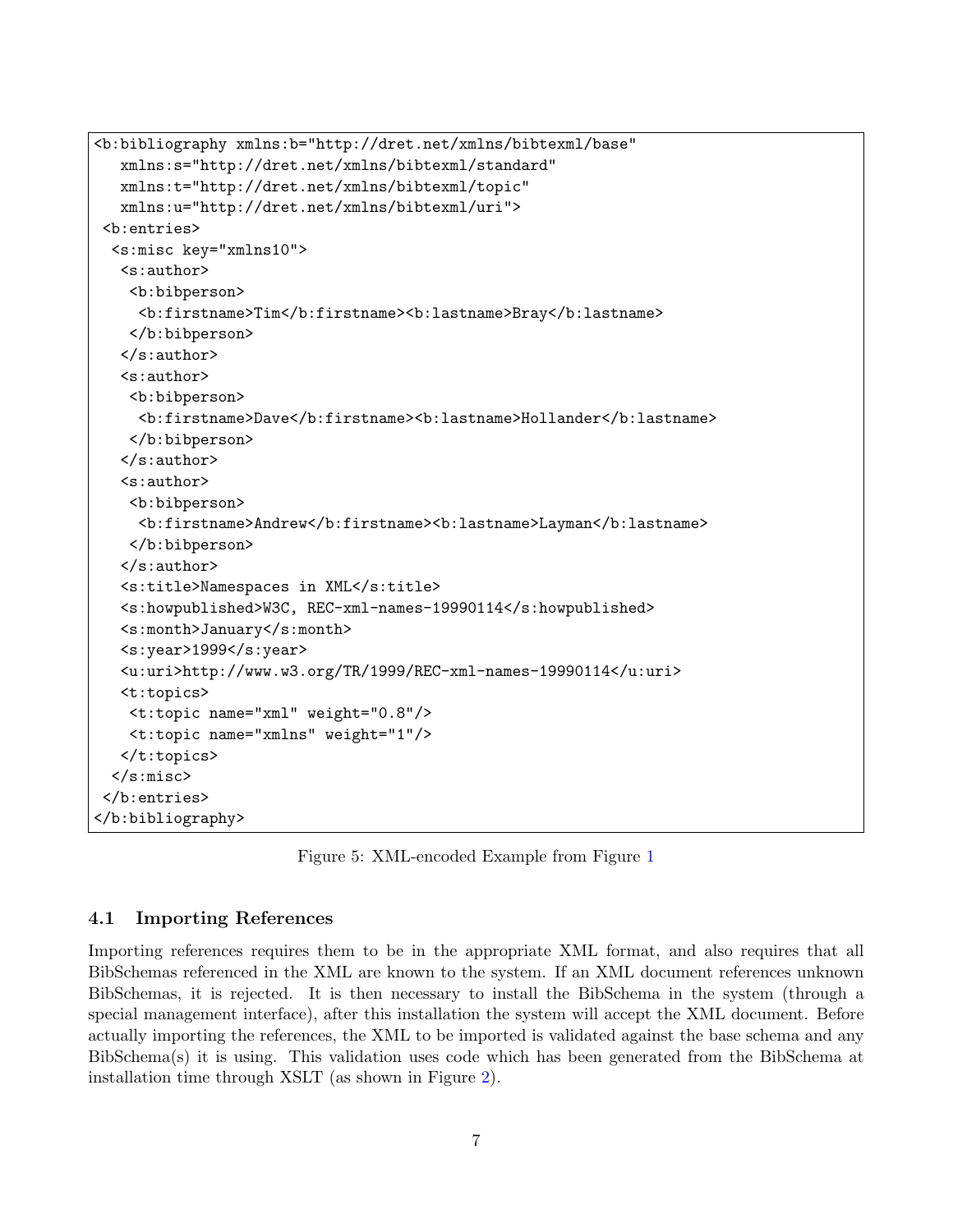```
<b:bibliography xmlns:b="http://dret.net/xmlns/bibtexml/base"
   xmlns:s="http://dret.net/xmlns/bibtexml/standard"
   xmlns:t="http://dret.net/xmlns/bibtexml/topic"
   xmlns:u="http://dret.net/xmlns/bibtexml/uri">
 <b:entries>
  <s:misc key="xmlns10">
   <s:author>
    <b:bibperson>
     <b:firstname>Tim</b:firstname><b:lastname>Bray</b:lastname>
    </b:bibperson>
   </s:author>
   <s:author>
    <b:bibperson>
     <b:firstname>Dave</b:firstname><b:lastname>Hollander</b:lastname>
    </b:bibperson>
   </s:author>
   <s:author>
    <b:bibperson>
     <b:firstname>Andrew</b:firstname><b:lastname>Layman</b:lastname>
    </b:bibperson>
   </s:author>
   <s:title>Namespaces in XML</s:title>
   <s:howpublished>W3C, REC-xml-names-19990114</s:howpublished>
   <s:month>January</s:month>
   <s:year>1999</s:year>
   <u:uri>http://www.w3.org/TR/1999/REC-xml-names-19990114</u:uri>
   <t:topics>
    <t:topic name="xml" weight="0.8"/>
    <t:topic name="xmlns" weight="1"/>
   </t:topics>
  </s:misc>
 </b:entries>
</b:bibliography>
```

Figure 5: XML-encoded Example from Figure 1

### 4.1 Importing References

Importing references requires them to be in the appropriate XML format, and also requires that all BibSchemas referenced in the XML are known to the system. If an XML document references unknown BibSchemas, it is rejected. It is then necessary to install the BibSchema in the system (through a special management interface), after this installation the system will accept the XML document. Before actually importing the references, the XML to be imported is validated against the base schema and any BibSchema(s) it is using. This validation uses code which has been generated from the BibSchema at installation time through XSLT (as shown in Figure 2).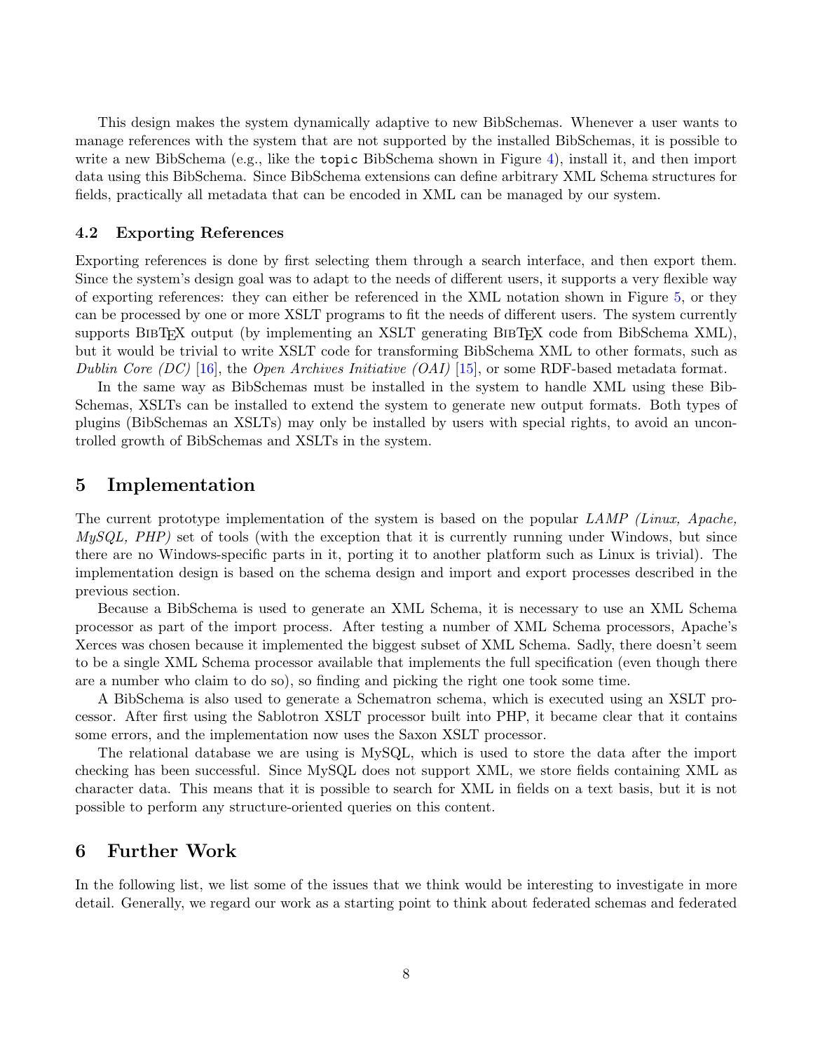This design makes the system dynamically adaptive to new BibSchemas. Whenever a user wants to manage references with the system that are not supported by the installed BibSchemas, it is possible to write a new BibSchema (e.g., like the `topic` BibSchema shown in Figure 4), install it, and then import data using this BibSchema. Since BibSchema extensions can define arbitrary XML Schema structures for fields, practically all metadata that can be encoded in XML can be managed by our system.

### 4.2 Exporting References

Exporting references is done by first selecting them through a search interface, and then export them. Since the system's design goal was to adapt to the needs of different users, it supports a very flexible way of exporting references: they can either be referenced in the XML notation shown in Figure 5, or they can be processed by one or more XSLT programs to fit the needs of different users. The system currently supports BibTeX output (by implementing an XSLT generating BibTeX code from BibSchema XML), but it would be trivial to write XSLT code for transforming BibSchema XML to other formats, such as *Dublin Core (DC)* [16], the *Open Archives Initiative (OAI)* [15], or some RDF-based metadata format.

In the same way as BibSchemas must be installed in the system to handle XML using these BibSchemas, XSLTs can be installed to extend the system to generate new output formats. Both types of plugins (BibSchemas an XSLTs) may only be installed by users with special rights, to avoid an uncontrolled growth of BibSchemas and XSLTs in the system.

## 5 Implementation

The current prototype implementation of the system is based on the popular *LAMP (Linux, Apache, MySQL, PHP)* set of tools (with the exception that it is currently running under Windows, but since there are no Windows-specific parts in it, porting it to another platform such as Linux is trivial). The implementation design is based on the schema design and import and export processes described in the previous section.

Because a BibSchema is used to generate an XML Schema, it is necessary to use an XML Schema processor as part of the import process. After testing a number of XML Schema processors, Apache's Xerces was chosen because it implemented the biggest subset of XML Schema. Sadly, there doesn't seem to be a single XML Schema processor available that implements the full specification (even though there are a number who claim to do so), so finding and picking the right one took some time.

A BibSchema is also used to generate a Schematron schema, which is executed using an XSLT processor. After first using the Sablotron XSLT processor built into PHP, it became clear that it contains some errors, and the implementation now uses the Saxon XSLT processor.

The relational database we are using is MySQL, which is used to store the data after the import checking has been successful. Since MySQL does not support XML, we store fields containing XML as character data. This means that it is possible to search for XML in fields on a text basis, but it is not possible to perform any structure-oriented queries on this content.

## 6 Further Work

In the following list, we list some of the issues that we think would be interesting to investigate in more detail. Generally, we regard our work as a starting point to think about federated schemas and federated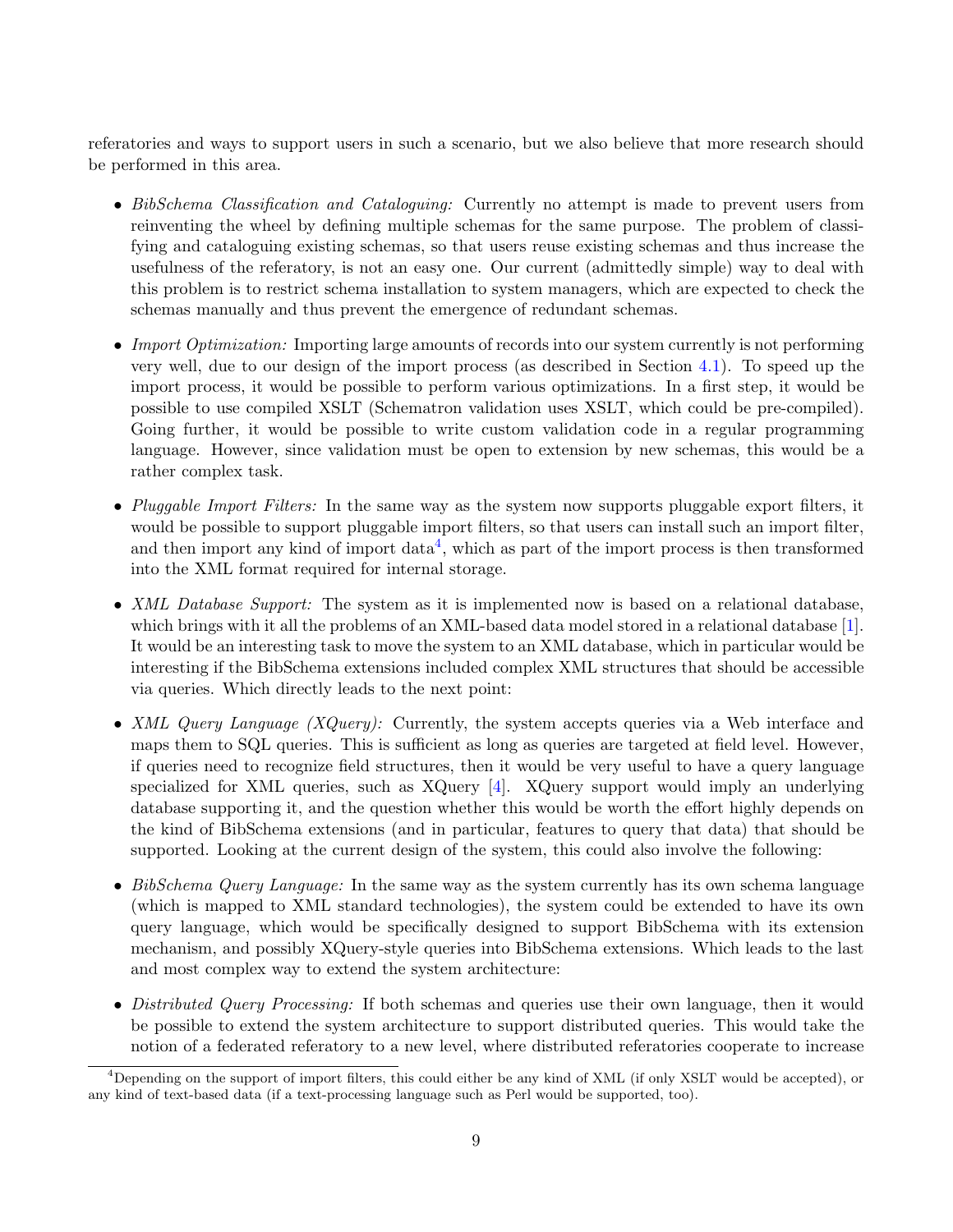referatories and ways to support users in such a scenario, but we also believe that more research should be performed in this area.

- *BibSchema Classification and Cataloguing:* Currently no attempt is made to prevent users from reinventing the wheel by defining multiple schemas for the same purpose. The problem of classifying and cataloguing existing schemas, so that users reuse existing schemas and thus increase the usefulness of the referatory, is not an easy one. Our current (admittedly simple) way to deal with this problem is to restrict schema installation to system managers, which are expected to check the schemas manually and thus prevent the emergence of redundant schemas.

- *Import Optimization:* Importing large amounts of records into our system currently is not performing very well, due to our design of the import process (as described in Section 4.1). To speed up the import process, it would be possible to perform various optimizations. In a first step, it would be possible to use compiled XSLT (Schematron validation uses XSLT, which could be pre-compiled). Going further, it would be possible to write custom validation code in a regular programming language. However, since validation must be open to extension by new schemas, this would be a rather complex task.

- *Pluggable Import Filters:* In the same way as the system now supports pluggable export filters, it would be possible to support pluggable import filters, so that users can install such an import filter, and then import any kind of import data[4], which as part of the import process is then transformed into the XML format required for internal storage.

- *XML Database Support:* The system as it is implemented now is based on a relational database, which brings with it all the problems of an XML-based data model stored in a relational database [1]. It would be an interesting task to move the system to an XML database, which in particular would be interesting if the BibSchema extensions included complex XML structures that should be accessible via queries. Which directly leads to the next point:

- *XML Query Language (XQuery):* Currently, the system accepts queries via a Web interface and maps them to SQL queries. This is sufficient as long as queries are targeted at field level. However, if queries need to recognize field structures, then it would be very useful to have a query language specialized for XML queries, such as XQuery [4]. XQuery support would imply an underlying database supporting it, and the question whether this would be worth the effort highly depends on the kind of BibSchema extensions (and in particular, features to query that data) that should be supported. Looking at the current design of the system, this could also involve the following:

- *BibSchema Query Language:* In the same way as the system currently has its own schema language (which is mapped to XML standard technologies), the system could be extended to have its own query language, which would be specifically designed to support BibSchema with its extension mechanism, and possibly XQuery-style queries into BibSchema extensions. Which leads to the last and most complex way to extend the system architecture:

- *Distributed Query Processing:* If both schemas and queries use their own language, then it would be possible to extend the system architecture to support distributed queries. This would take the notion of a federated referatory to a new level, where distributed referatories cooperate to increase

[4] Depending on the support of import filters, this could either be any kind of XML (if only XSLT would be accepted), or any kind of text-based data (if a text-processing language such as Perl would be supported, too).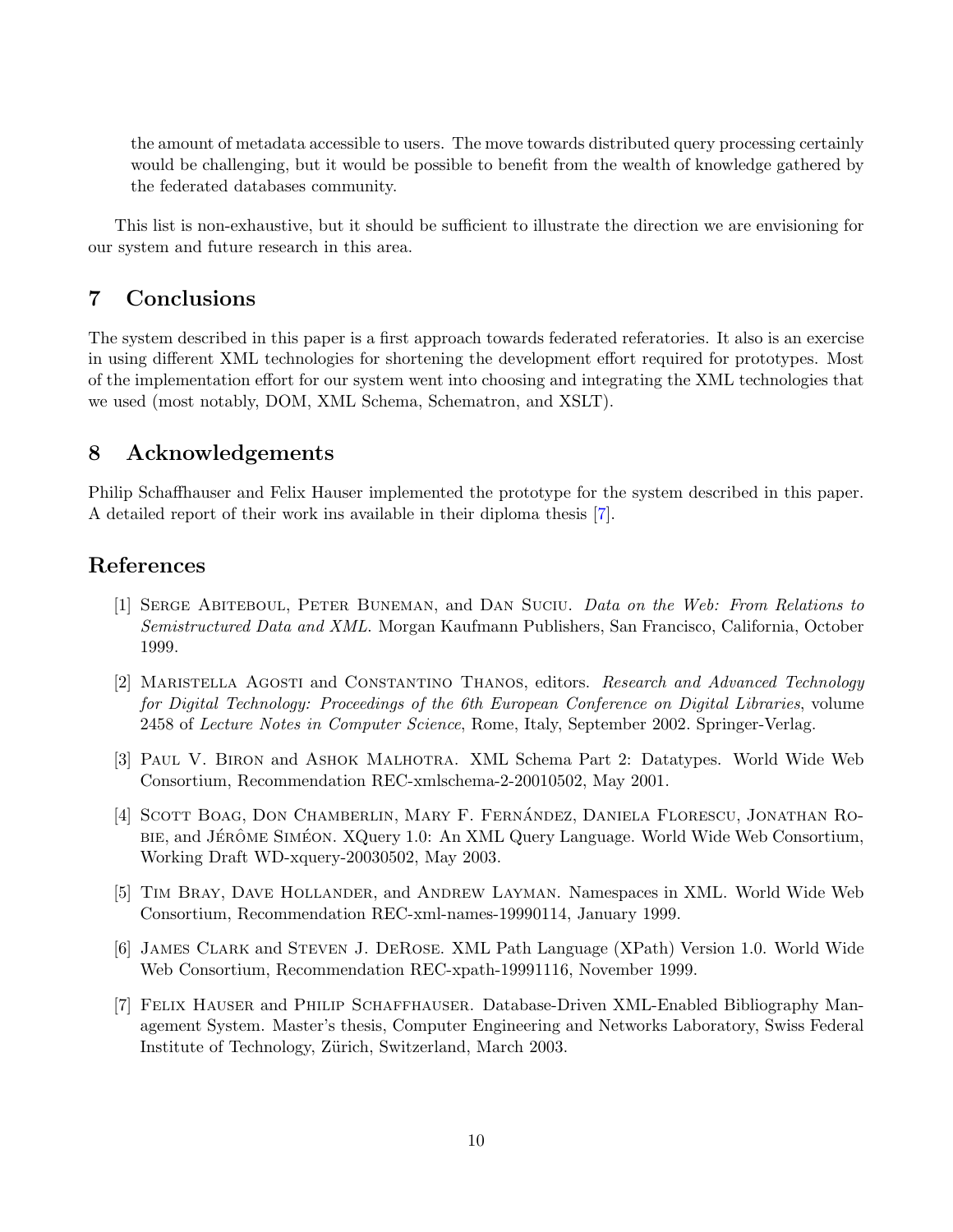the amount of metadata accessible to users. The move towards distributed query processing certainly would be challenging, but it would be possible to benefit from the wealth of knowledge gathered by the federated databases community.

This list is non-exhaustive, but it should be sufficient to illustrate the direction we are envisioning for our system and future research in this area.

## 7 Conclusions

The system described in this paper is a first approach towards federated referatories. It also is an exercise in using different XML technologies for shortening the development effort required for prototypes. Most of the implementation effort for our system went into choosing and integrating the XML technologies that we used (most notably, DOM, XML Schema, Schematron, and XSLT).

## 8 Acknowledgements

Philip Schaffhauser and Felix Hauser implemented the prototype for the system described in this paper. A detailed report of their work ins available in their diploma thesis [7].

## References

[1] Serge Abiteboul, Peter Buneman, and Dan Suciu. *Data on the Web: From Relations to Semistructured Data and XML*. Morgan Kaufmann Publishers, San Francisco, California, October 1999.

[2] Maristella Agosti and Constantino Thanos, editors. *Research and Advanced Technology for Digital Technology: Proceedings of the 6th European Conference on Digital Libraries*, volume 2458 of *Lecture Notes in Computer Science*, Rome, Italy, September 2002. Springer-Verlag.

[3] Paul V. Biron and Ashok Malhotra. XML Schema Part 2: Datatypes. World Wide Web Consortium, Recommendation REC-xmlschema-2-20010502, May 2001.

[4] Scott Boag, Don Chamberlin, Mary F. Fernández, Daniela Florescu, Jonathan Robie, and Jérôme Siméon. XQuery 1.0: An XML Query Language. World Wide Web Consortium, Working Draft WD-xquery-20030502, May 2003.

[5] Tim Bray, Dave Hollander, and Andrew Layman. Namespaces in XML. World Wide Web Consortium, Recommendation REC-xml-names-19990114, January 1999.

[6] James Clark and Steven J. DeRose. XML Path Language (XPath) Version 1.0. World Wide Web Consortium, Recommendation REC-xpath-19991116, November 1999.

[7] Felix Hauser and Philip Schaffhauser. Database-Driven XML-Enabled Bibliography Management System. Master's thesis, Computer Engineering and Networks Laboratory, Swiss Federal Institute of Technology, Zürich, Switzerland, March 2003.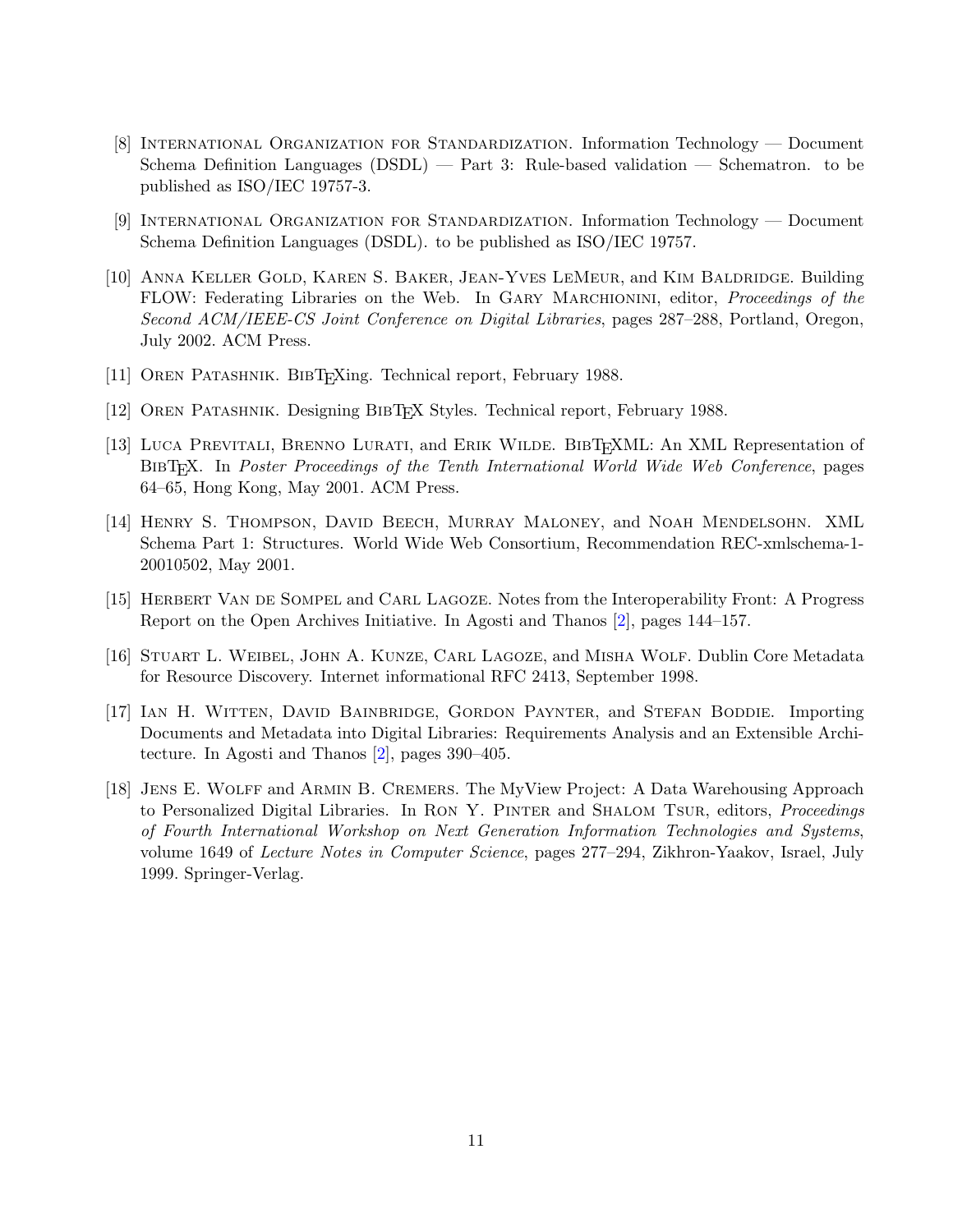[8] International Organization for Standardization. Information Technology — Document Schema Definition Languages (DSDL) — Part 3: Rule-based validation — Schematron. to be published as ISO/IEC 19757-3.

[9] International Organization for Standardization. Information Technology — Document Schema Definition Languages (DSDL). to be published as ISO/IEC 19757.

[10] Anna Keller Gold, Karen S. Baker, Jean-Yves LeMeur, and Kim Baldridge. Building FLOW: Federating Libraries on the Web. In Gary Marchionini, editor, *Proceedings of the Second ACM/IEEE-CS Joint Conference on Digital Libraries*, pages 287–288, Portland, Oregon, July 2002. ACM Press.

[11] Oren Patashnik. BibTeXing. Technical report, February 1988.

[12] Oren Patashnik. Designing BibTeX Styles. Technical report, February 1988.

[13] Luca Previtali, Brenno Lurati, and Erik Wilde. BibTeXML: An XML Representation of BibTeX. In *Poster Proceedings of the Tenth International World Wide Web Conference*, pages 64–65, Hong Kong, May 2001. ACM Press.

[14] Henry S. Thompson, David Beech, Murray Maloney, and Noah Mendelsohn. XML Schema Part 1: Structures. World Wide Web Consortium, Recommendation REC-xmlschema-1-20010502, May 2001.

[15] Herbert Van de Sompel and Carl Lagoze. Notes from the Interoperability Front: A Progress Report on the Open Archives Initiative. In Agosti and Thanos [2], pages 144–157.

[16] Stuart L. Weibel, John A. Kunze, Carl Lagoze, and Misha Wolf. Dublin Core Metadata for Resource Discovery. Internet informational RFC 2413, September 1998.

[17] Ian H. Witten, David Bainbridge, Gordon Paynter, and Stefan Boddie. Importing Documents and Metadata into Digital Libraries: Requirements Analysis and an Extensible Architecture. In Agosti and Thanos [2], pages 390–405.

[18] Jens E. Wolff and Armin B. Cremers. The MyView Project: A Data Warehousing Approach to Personalized Digital Libraries. In Ron Y. Pinter and Shalom Tsur, editors, *Proceedings of Fourth International Workshop on Next Generation Information Technologies and Systems*, volume 1649 of *Lecture Notes in Computer Science*, pages 277–294, Zikhron-Yaakov, Israel, July 1999. Springer-Verlag.